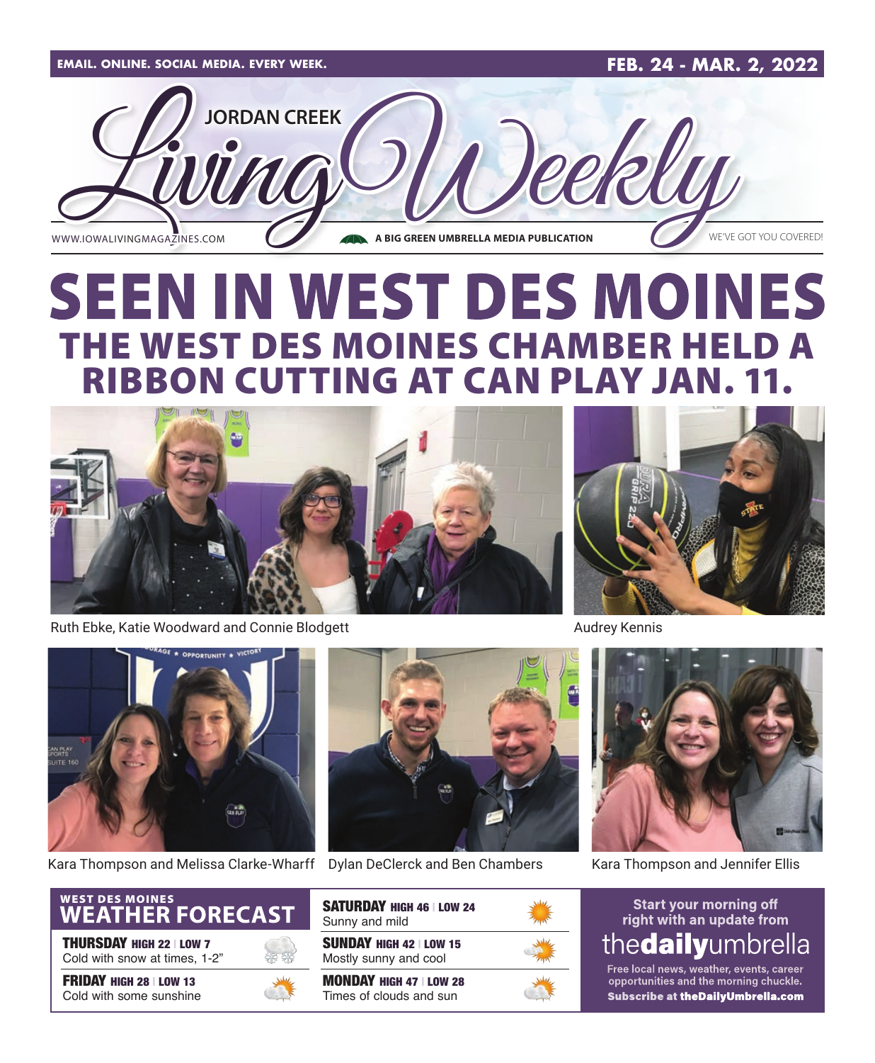EMAIL. ONLINE. SOCIAL MEDIA. EVERY WEEK.

FEB. 24 - MAR. 2, 2022

# JORDAN CREEK Living Weekly

WWW.IOWALIVINGMAGAZINES.COM

A BIG GREEN UMBRELLA MEDIA PUBLICATION

WE'VE GOT YOU COVERED!

# SEEN IN WEST DES MOINES

## THE WEST DES MOINES CHAMBER HELD A RIBBON CUTTING AT CAN PLAY JAN. 11.

Ruth Ebke, Katie Woodward and Connie Blodgett

Audrey Kennis

Kara Thompson and Melissa Clarke-Wharff

Dylan DeClerck and Ben Chambers

Kara Thompson and Jennifer Ellis

## WEST DES MOINES WEATHER FORECAST

**THURSDAY** HIGH 22 | LOW 7
Cold with snow at times, 1-2"

**FRIDAY** HIGH 28 | LOW 13
Cold with some sunshine

**SATURDAY** HIGH 46 | LOW 24
Sunny and mild

**SUNDAY** HIGH 42 | LOW 15
Mostly sunny and cool

**MONDAY** HIGH 47 | LOW 28
Times of clouds and sun

Start your morning off right with an update from **thedailyumbrella**

Free local news, weather, events, career opportunities and the morning chuckle.

**Subscribe at theDailyUmbrella.com**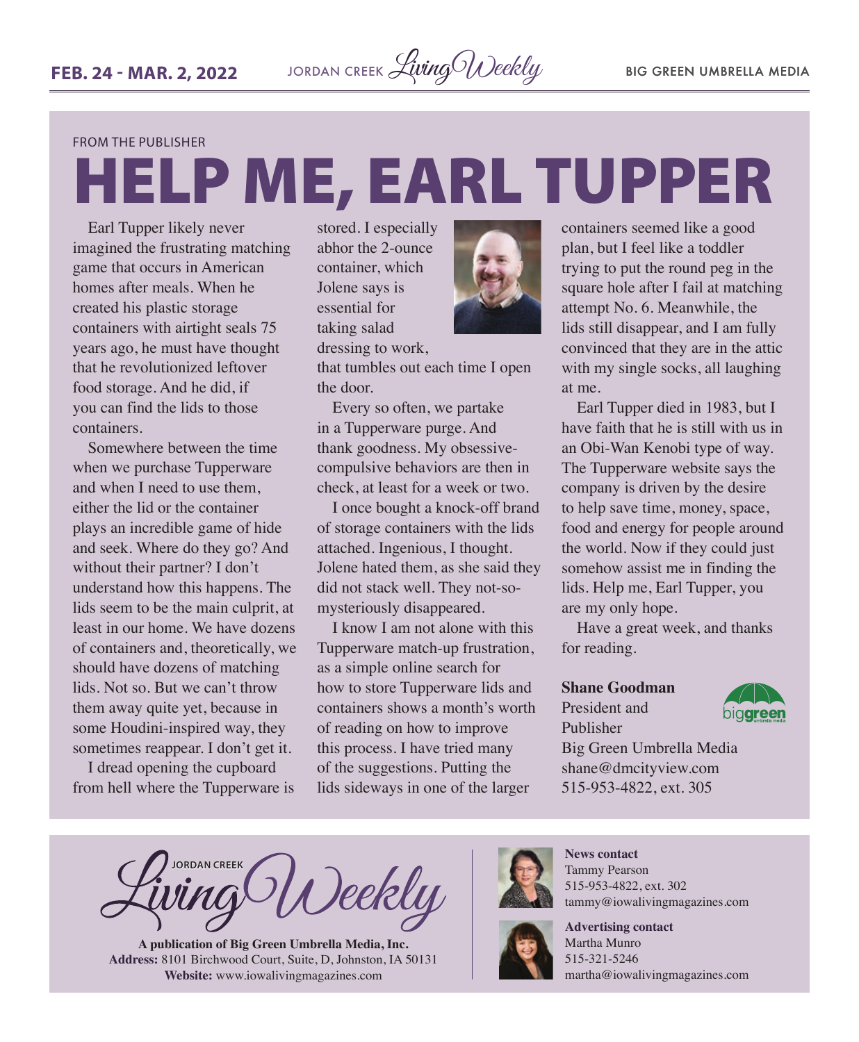FROM THE PUBLISHER

# HELP ME, EARL TUPPER

Earl Tupper likely never imagined the frustrating matching game that occurs in American homes after meals. When he created his plastic storage containers with airtight seals 75 years ago, he must have thought that he revolutionized leftover food storage. And he did, if you can find the lids to those containers.

Somewhere between the time when we purchase Tupperware and when I need to use them, either the lid or the container plays an incredible game of hide and seek. Where do they go? And without their partner? I don't understand how this happens. The lids seem to be the main culprit, at least in our home. We have dozens of containers and, theoretically, we should have dozens of matching lids. Not so. But we can't throw them away quite yet, because in some Houdini-inspired way, they sometimes reappear. I don't get it.

I dread opening the cupboard from hell where the Tupperware is stored. I especially abhor the 2-ounce container, which Jolene says is essential for taking salad dressing to work, that tumbles out each time I open the door.

Every so often, we partake in a Tupperware purge. And thank goodness. My obsessive-compulsive behaviors are then in check, at least for a week or two.

I once bought a knock-off brand of storage containers with the lids attached. Ingenious, I thought. Jolene hated them, as she said they did not stack well. They not-so-mysteriously disappeared.

I know I am not alone with this Tupperware match-up frustration, as a simple online search for how to store Tupperware lids and containers shows a month's worth of reading on how to improve this process. I have tried many of the suggestions. Putting the lids sideways in one of the larger containers seemed like a good plan, but I feel like a toddler trying to put the round peg in the square hole after I fail at matching attempt No. 6. Meanwhile, the lids still disappear, and I am fully convinced that they are in the attic with my single socks, all laughing at me.

Earl Tupper died in 1983, but I have faith that he is still with us in an Obi-Wan Kenobi type of way. The Tupperware website says the company is driven by the desire to help save time, money, space, food and energy for people around the world. Now if they could just somehow assist me in finding the lids. Help me, Earl Tupper, you are my only hope.

Have a great week, and thanks for reading.

**Shane Goodman**
President and Publisher
Big Green Umbrella Media
shane@dmcityview.com
515-953-4822, ext. 305

---

JORDAN CREEK Living Weekly

**A publication of Big Green Umbrella Media, Inc.**
**Address:** 8101 Birchwood Court, Suite, D, Johnston, IA 50131
**Website:** www.iowalivingmagazines.com

**News contact**
Tammy Pearson
515-953-4822, ext. 302
tammy@iowalivingmagazines.com

**Advertising contact**
Martha Munro
515-321-5246
martha@iowalivingmagazines.com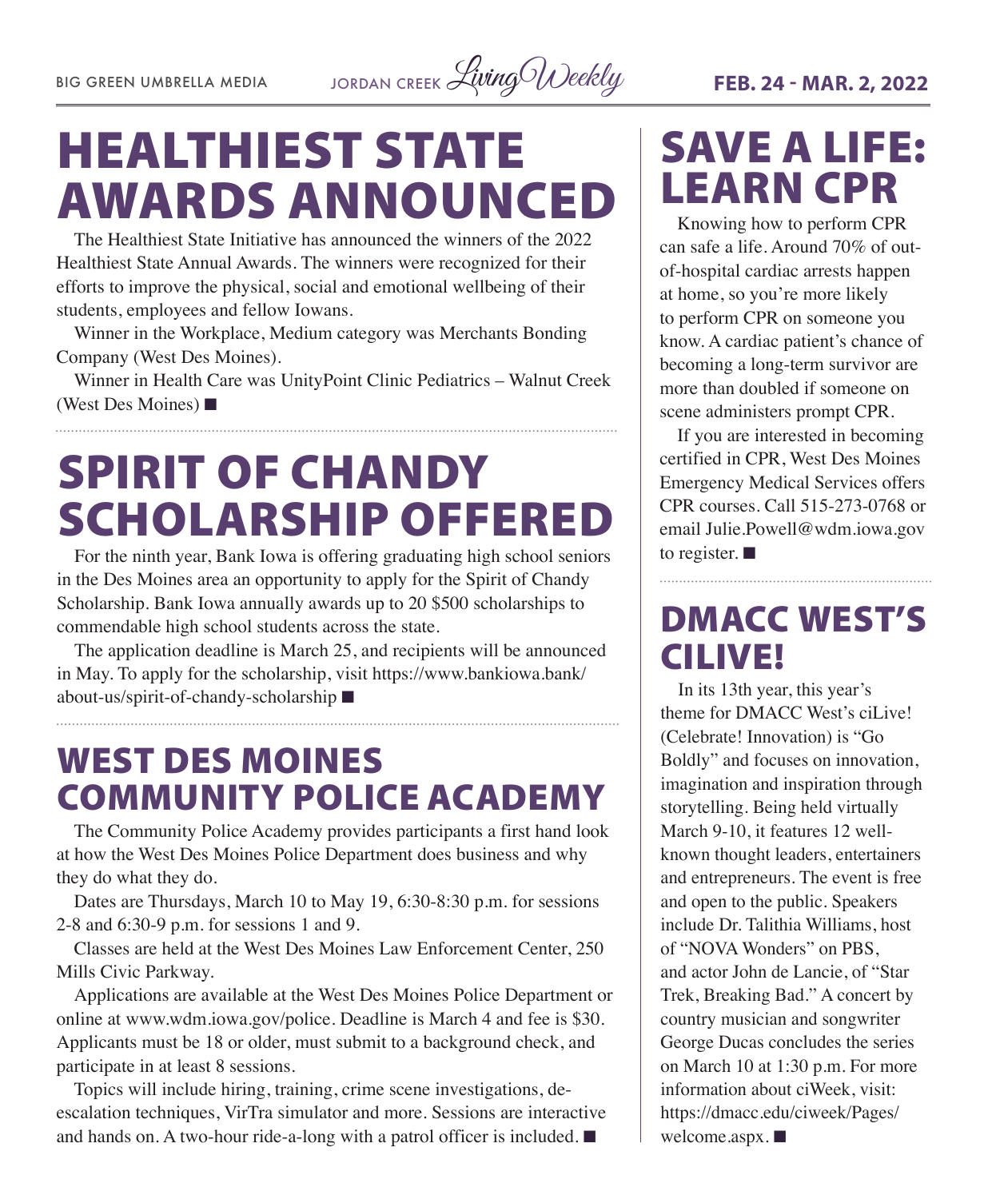# HEALTHIEST STATE AWARDS ANNOUNCED

The Healthiest State Initiative has announced the winners of the 2022 Healthiest State Annual Awards. The winners were recognized for their efforts to improve the physical, social and emotional wellbeing of their students, employees and fellow Iowans.

Winner in the Workplace, Medium category was Merchants Bonding Company (West Des Moines).

Winner in Health Care was UnityPoint Clinic Pediatrics – Walnut Creek (West Des Moines) ■

# SPIRIT OF CHANDY SCHOLARSHIP OFFERED

For the ninth year, Bank Iowa is offering graduating high school seniors in the Des Moines area an opportunity to apply for the Spirit of Chandy Scholarship. Bank Iowa annually awards up to 20 $500 scholarships to commendable high school students across the state.

The application deadline is March 25, and recipients will be announced in May. To apply for the scholarship, visit https://www.bankiowa.bank/about-us/spirit-of-chandy-scholarship ■

# WEST DES MOINES COMMUNITY POLICE ACADEMY

The Community Police Academy provides participants a first hand look at how the West Des Moines Police Department does business and why they do what they do.

Dates are Thursdays, March 10 to May 19, 6:30-8:30 p.m. for sessions 2-8 and 6:30-9 p.m. for sessions 1 and 9.

Classes are held at the West Des Moines Law Enforcement Center, 250 Mills Civic Parkway.

Applications are available at the West Des Moines Police Department or online at www.wdm.iowa.gov/police. Deadline is March 4 and fee is $30. Applicants must be 18 or older, must submit to a background check, and participate in at least 8 sessions.

Topics will include hiring, training, crime scene investigations, de-escalation techniques, VirTra simulator and more. Sessions are interactive and hands on. A two-hour ride-a-long with a patrol officer is included. ■

# SAVE A LIFE: LEARN CPR

Knowing how to perform CPR can safe a life. Around 70% of out-of-hospital cardiac arrests happen at home, so you're more likely to perform CPR on someone you know. A cardiac patient's chance of becoming a long-term survivor are more than doubled if someone on scene administers prompt CPR.

If you are interested in becoming certified in CPR, West Des Moines Emergency Medical Services offers CPR courses. Call 515-273-0768 or email Julie.Powell@wdm.iowa.gov to register. ■

# DMACC WEST'S CILIVE!

In its 13th year, this year's theme for DMACC West's ciLive! (Celebrate! Innovation) is "Go Boldly" and focuses on innovation, imagination and inspiration through storytelling. Being held virtually March 9-10, it features 12 well-known thought leaders, entertainers and entrepreneurs. The event is free and open to the public. Speakers include Dr. Talithia Williams, host of "NOVA Wonders" on PBS, and actor John de Lancie, of "Star Trek, Breaking Bad." A concert by country musician and songwriter George Ducas concludes the series on March 10 at 1:30 p.m. For more information about ciWeek, visit: https://dmacc.edu/ciweek/Pages/welcome.aspx. ■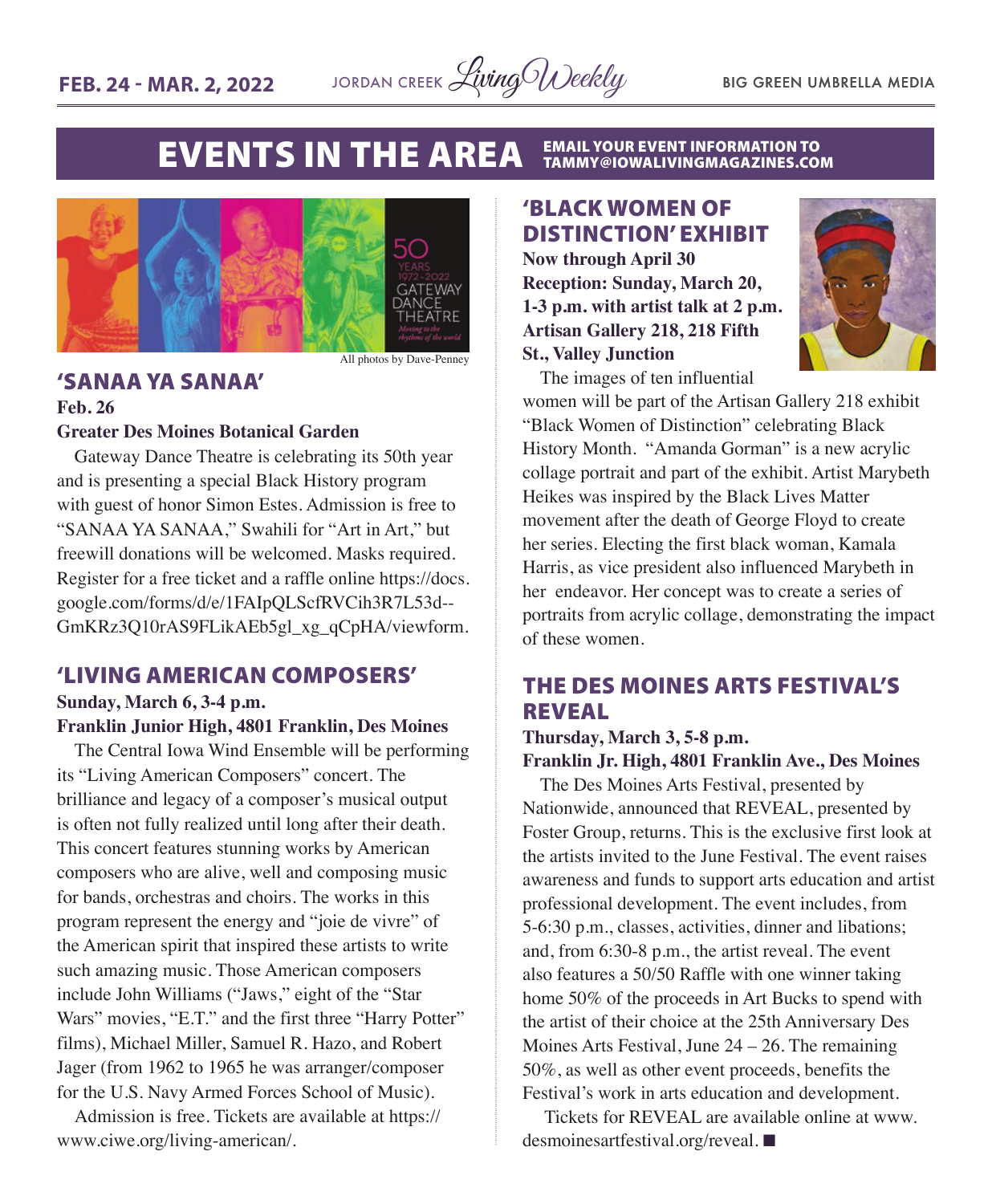# EVENTS IN THE AREA

EMAIL YOUR EVENT INFORMATION TO TAMMY@IOWALIVINGMAGAZINES.COM

All photos by Dave-Penney

## 'SANAA YA SANAA'

**Feb. 26**

**Greater Des Moines Botanical Garden**

Gateway Dance Theatre is celebrating its 50th year and is presenting a special Black History program with guest of honor Simon Estes. Admission is free to "SANAA YA SANAA," Swahili for "Art in Art," but freewill donations will be welcomed. Masks required. Register for a free ticket and a raffle online https://docs.google.com/forms/d/e/1FAIpQLScfRVCih3R7L53d--GmKRz3Q10rAS9FLikAEb5gl_xg_qCpHA/viewform.

## 'LIVING AMERICAN COMPOSERS'

**Sunday, March 6, 3-4 p.m.**

**Franklin Junior High, 4801 Franklin, Des Moines**

The Central Iowa Wind Ensemble will be performing its "Living American Composers" concert. The brilliance and legacy of a composer's musical output is often not fully realized until long after their death. This concert features stunning works by American composers who are alive, well and composing music for bands, orchestras and choirs. The works in this program represent the energy and "joie de vivre" of the American spirit that inspired these artists to write such amazing music. Those American composers include John Williams ("Jaws," eight of the "Star Wars" movies, "E.T." and the first three "Harry Potter" films), Michael Miller, Samuel R. Hazo, and Robert Jager (from 1962 to 1965 he was arranger/composer for the U.S. Navy Armed Forces School of Music).

Admission is free. Tickets are available at https://www.ciwe.org/living-american/.

## 'BLACK WOMEN OF DISTINCTION' EXHIBIT

**Now through April 30**

**Reception: Sunday, March 20, 1-3 p.m. with artist talk at 2 p.m.**

**Artisan Gallery 218, 218 Fifth St., Valley Junction**

The images of ten influential women will be part of the Artisan Gallery 218 exhibit "Black Women of Distinction" celebrating Black History Month. "Amanda Gorman" is a new acrylic collage portrait and part of the exhibit. Artist Marybeth Heikes was inspired by the Black Lives Matter movement after the death of George Floyd to create her series. Electing the first black woman, Kamala Harris, as vice president also influenced Marybeth in her endeavor. Her concept was to create a series of portraits from acrylic collage, demonstrating the impact of these women.

## THE DES MOINES ARTS FESTIVAL'S REVEAL

**Thursday, March 3, 5-8 p.m.**

**Franklin Jr. High, 4801 Franklin Ave., Des Moines**

The Des Moines Arts Festival, presented by Nationwide, announced that REVEAL, presented by Foster Group, returns. This is the exclusive first look at the artists invited to the June Festival. The event raises awareness and funds to support arts education and artist professional development. The event includes, from 5-6:30 p.m., classes, activities, dinner and libations; and, from 6:30-8 p.m., the artist reveal. The event also features a 50/50 Raffle with one winner taking home 50% of the proceeds in Art Bucks to spend with the artist of their choice at the 25th Anniversary Des Moines Arts Festival, June 24 – 26. The remaining 50%, as well as other event proceeds, benefits the Festival's work in arts education and development.

Tickets for REVEAL are available online at www.desmoinesartfestival.org/reveal. ■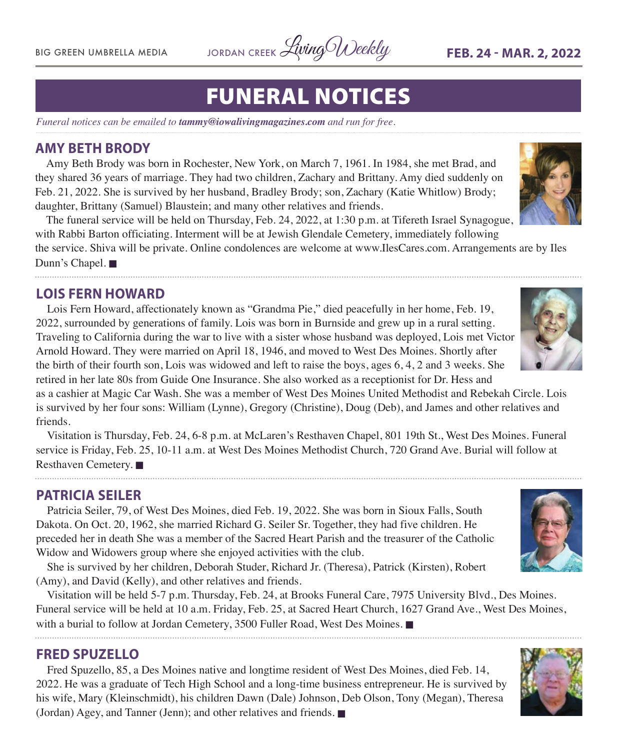# FUNERAL NOTICES

*Funeral notices can be emailed to **tammy@iowalivingmagazines.com** and run for free.*

## AMY BETH BRODY

Amy Beth Brody was born in Rochester, New York, on March 7, 1961. In 1984, she met Brad, and they shared 36 years of marriage. They had two children, Zachary and Brittany. Amy died suddenly on Feb. 21, 2022. She is survived by her husband, Bradley Brody; son, Zachary (Katie Whitlow) Brody; daughter, Brittany (Samuel) Blaustein; and many other relatives and friends.

The funeral service will be held on Thursday, Feb. 24, 2022, at 1:30 p.m. at Tifereth Israel Synagogue, with Rabbi Barton officiating. Interment will be at Jewish Glendale Cemetery, immediately following the service. Shiva will be private. Online condolences are welcome at www.IlesCares.com. Arrangements are by Iles Dunn's Chapel. ■

## LOIS FERN HOWARD

Lois Fern Howard, affectionately known as "Grandma Pie," died peacefully in her home, Feb. 19, 2022, surrounded by generations of family. Lois was born in Burnside and grew up in a rural setting. Traveling to California during the war to live with a sister whose husband was deployed, Lois met Victor Arnold Howard. They were married on April 18, 1946, and moved to West Des Moines. Shortly after the birth of their fourth son, Lois was widowed and left to raise the boys, ages 6, 4, 2 and 3 weeks. She retired in her late 80s from Guide One Insurance. She also worked as a receptionist for Dr. Hess and as a cashier at Magic Car Wash. She was a member of West Des Moines United Methodist and Rebekah Circle. Lois is survived by her four sons: William (Lynne), Gregory (Christine), Doug (Deb), and James and other relatives and friends.

Visitation is Thursday, Feb. 24, 6-8 p.m. at McLaren's Resthaven Chapel, 801 19th St., West Des Moines. Funeral service is Friday, Feb. 25, 10-11 a.m. at West Des Moines Methodist Church, 720 Grand Ave. Burial will follow at Resthaven Cemetery. ■

## PATRICIA SEILER

Patricia Seiler, 79, of West Des Moines, died Feb. 19, 2022. She was born in Sioux Falls, South Dakota. On Oct. 20, 1962, she married Richard G. Seiler Sr. Together, they had five children. He preceded her in death She was a member of the Sacred Heart Parish and the treasurer of the Catholic Widow and Widowers group where she enjoyed activities with the club.

She is survived by her children, Deborah Studer, Richard Jr. (Theresa), Patrick (Kirsten), Robert (Amy), and David (Kelly), and other relatives and friends.

Visitation will be held 5-7 p.m. Thursday, Feb. 24, at Brooks Funeral Care, 7975 University Blvd., Des Moines. Funeral service will be held at 10 a.m. Friday, Feb. 25, at Sacred Heart Church, 1627 Grand Ave., West Des Moines, with a burial to follow at Jordan Cemetery, 3500 Fuller Road, West Des Moines. ■

## FRED SPUZELLO

Fred Spuzello, 85, a Des Moines native and longtime resident of West Des Moines, died Feb. 14, 2022. He was a graduate of Tech High School and a long-time business entrepreneur. He is survived by his wife, Mary (Kleinschmidt), his children Dawn (Dale) Johnson, Deb Olson, Tony (Megan), Theresa (Jordan) Agey, and Tanner (Jenn); and other relatives and friends. ■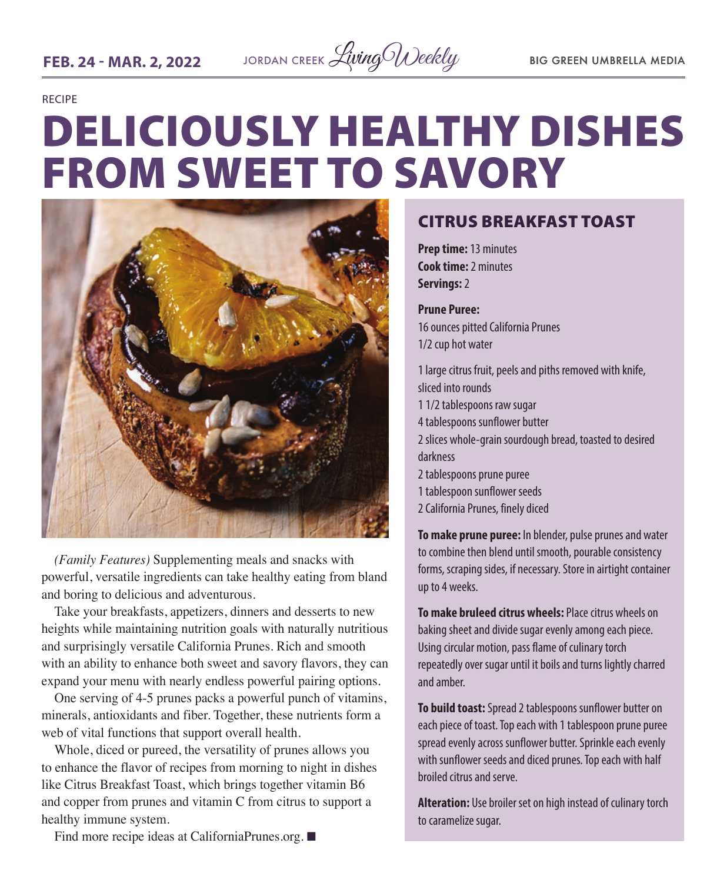RECIPE

# DELICIOUSLY HEALTHY DISHES FROM SWEET TO SAVORY

*(Family Features)* Supplementing meals and snacks with powerful, versatile ingredients can take healthy eating from bland and boring to delicious and adventurous.

Take your breakfasts, appetizers, dinners and desserts to new heights while maintaining nutrition goals with naturally nutritious and surprisingly versatile California Prunes. Rich and smooth with an ability to enhance both sweet and savory flavors, they can expand your menu with nearly endless powerful pairing options.

One serving of 4-5 prunes packs a powerful punch of vitamins, minerals, antioxidants and fiber. Together, these nutrients form a web of vital functions that support overall health.

Whole, diced or pureed, the versatility of prunes allows you to enhance the flavor of recipes from morning to night in dishes like Citrus Breakfast Toast, which brings together vitamin B6 and copper from prunes and vitamin C from citrus to support a healthy immune system.

Find more recipe ideas at CaliforniaPrunes.org. ■

## CITRUS BREAKFAST TOAST

**Prep time:** 13 minutes
**Cook time:** 2 minutes
**Servings:** 2

**Prune Puree:**
16 ounces pitted California Prunes
1/2 cup hot water

1 large citrus fruit, peels and piths removed with knife, sliced into rounds
1 1/2 tablespoons raw sugar
4 tablespoons sunflower butter
2 slices whole-grain sourdough bread, toasted to desired darkness
2 tablespoons prune puree
1 tablespoon sunflower seeds
2 California Prunes, finely diced

**To make prune puree:** In blender, pulse prunes and water to combine then blend until smooth, pourable consistency forms, scraping sides, if necessary. Store in airtight container up to 4 weeks.

**To make bruleed citrus wheels:** Place citrus wheels on baking sheet and divide sugar evenly among each piece. Using circular motion, pass flame of culinary torch repeatedly over sugar until it boils and turns lightly charred and amber.

**To build toast:** Spread 2 tablespoons sunflower butter on each piece of toast. Top each with 1 tablespoon prune puree spread evenly across sunflower butter. Sprinkle each evenly with sunflower seeds and diced prunes. Top each with half broiled citrus and serve.

**Alteration:** Use broiler set on high instead of culinary torch to caramelize sugar.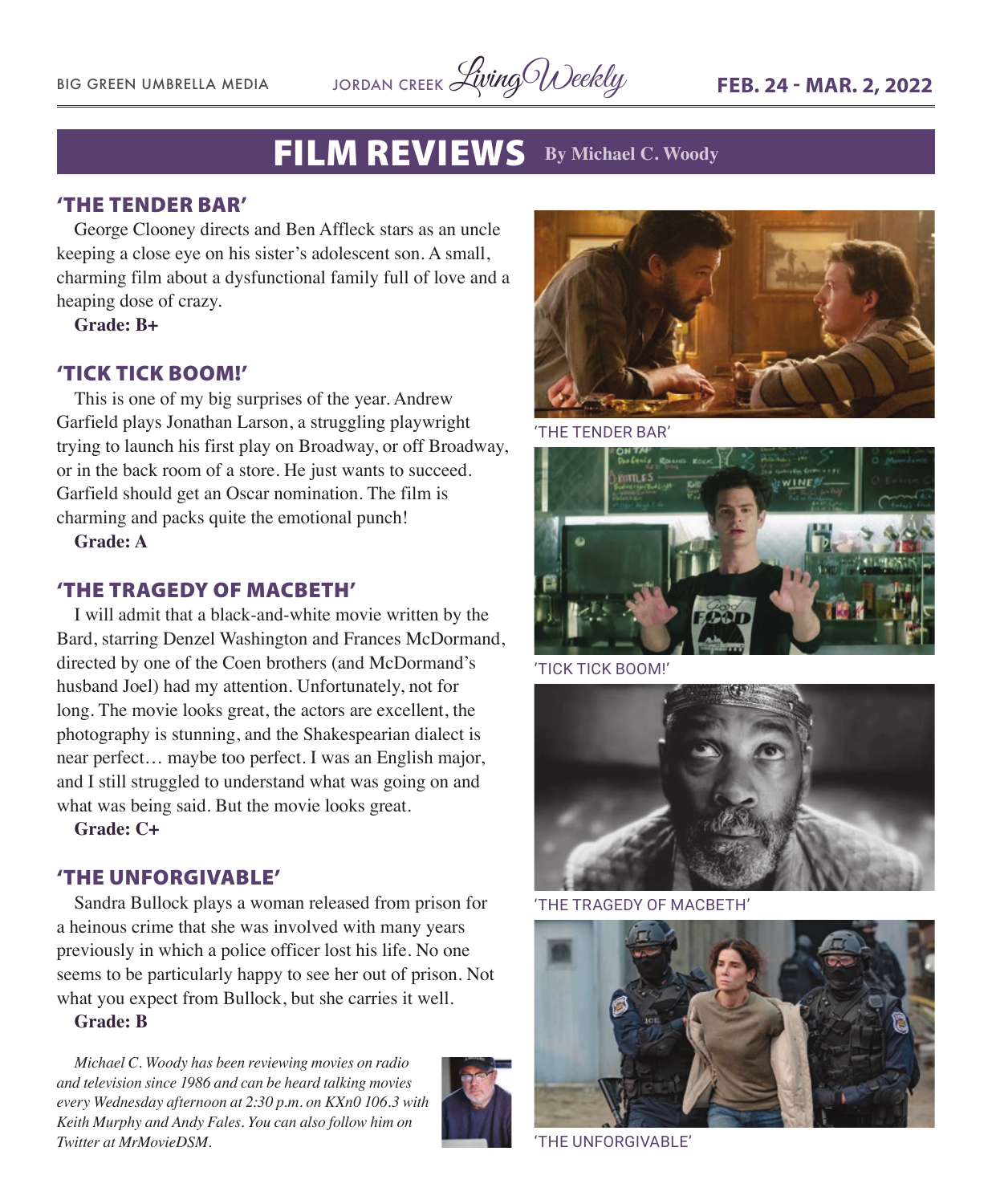# FILM REVIEWS

**By Michael C. Woody**

## 'THE TENDER BAR'

George Clooney directs and Ben Affleck stars as an uncle keeping a close eye on his sister's adolescent son. A small, charming film about a dysfunctional family full of love and a heaping dose of crazy.

**Grade: B+**

## 'TICK TICK BOOM!'

This is one of my big surprises of the year. Andrew Garfield plays Jonathan Larson, a struggling playwright trying to launch his first play on Broadway, or off Broadway, or in the back room of a store. He just wants to succeed. Garfield should get an Oscar nomination. The film is charming and packs quite the emotional punch!

**Grade: A**

## 'THE TRAGEDY OF MACBETH'

I will admit that a black-and-white movie written by the Bard, starring Denzel Washington and Frances McDormand, directed by one of the Coen brothers (and McDormand's husband Joel) had my attention. Unfortunately, not for long. The movie looks great, the actors are excellent, the photography is stunning, and the Shakespearean dialect is near perfect… maybe too perfect. I was an English major, and I still struggled to understand what was going on and what was being said. But the movie looks great.

**Grade: C+**

## 'THE UNFORGIVABLE'

Sandra Bullock plays a woman released from prison for a heinous crime that she was involved with many years previously in which a police officer lost his life. No one seems to be particularly happy to see her out of prison. Not what you expect from Bullock, but she carries it well.

**Grade: B**

*Michael C. Woody has been reviewing movies on radio and television since 1986 and can be heard talking movies every Wednesday afternoon at 2:30 p.m. on KXn0 106.3 with Keith Murphy and Andy Fales. You can also follow him on Twitter at MrMovieDSM.*

'THE TENDER BAR'

'TICK TICK BOOM!'

'THE TRAGEDY OF MACBETH'

'THE UNFORGIVABLE'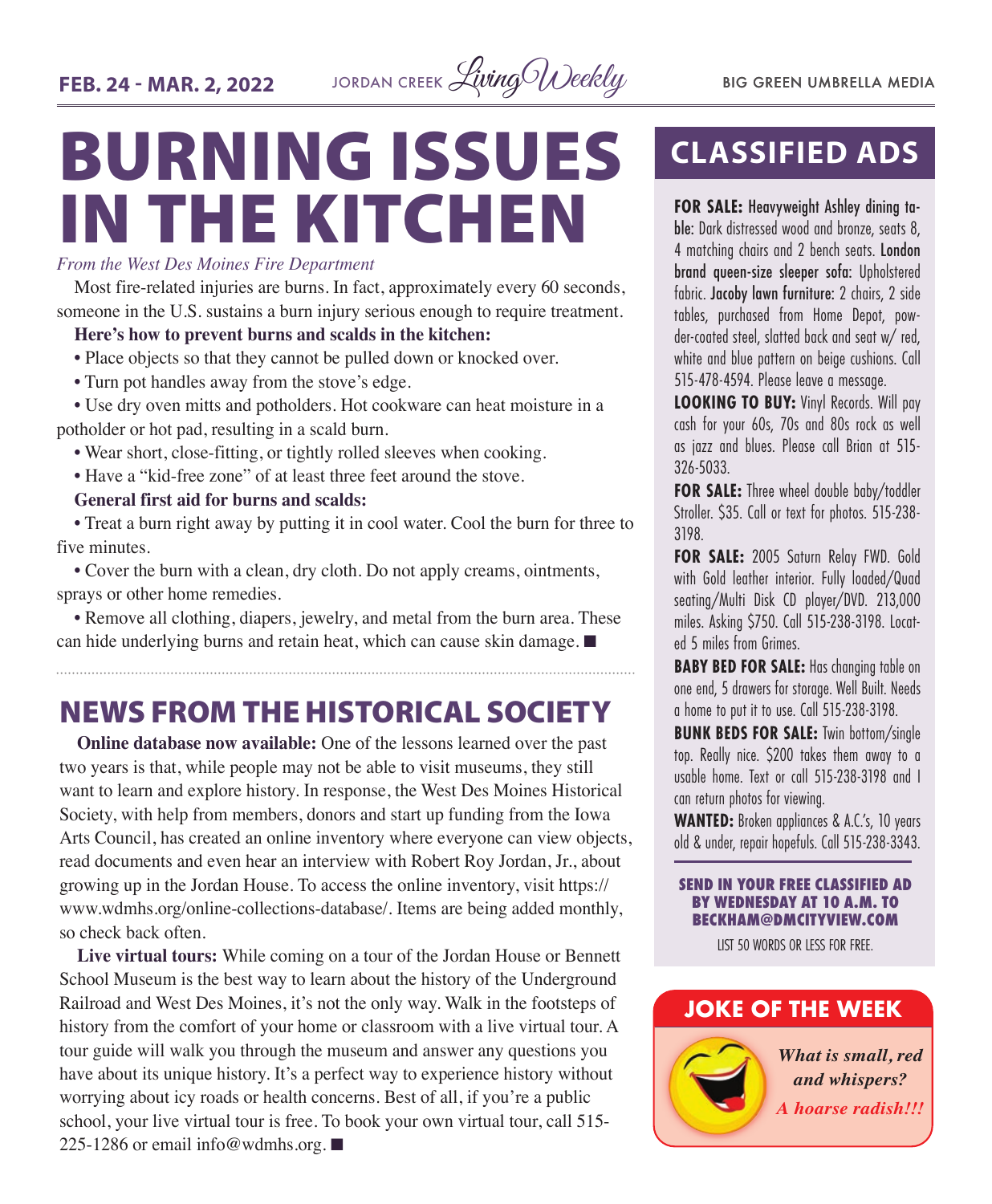# BURNING ISSUES IN THE KITCHEN

*From the West Des Moines Fire Department*

Most fire-related injuries are burns. In fact, approximately every 60 seconds, someone in the U.S. sustains a burn injury serious enough to require treatment.

**Here's how to prevent burns and scalds in the kitchen:**

• Place objects so that they cannot be pulled down or knocked over.

• Turn pot handles away from the stove's edge.

• Use dry oven mitts and potholders. Hot cookware can heat moisture in a potholder or hot pad, resulting in a scald burn.

• Wear short, close-fitting, or tightly rolled sleeves when cooking.

• Have a "kid-free zone" of at least three feet around the stove.

**General first aid for burns and scalds:**

• Treat a burn right away by putting it in cool water. Cool the burn for three to five minutes.

• Cover the burn with a clean, dry cloth. Do not apply creams, ointments, sprays or other home remedies.

• Remove all clothing, diapers, jewelry, and metal from the burn area. These can hide underlying burns and retain heat, which can cause skin damage. ■

## NEWS FROM THE HISTORICAL SOCIETY

**Online database now available:** One of the lessons learned over the past two years is that, while people may not be able to visit museums, they still want to learn and explore history. In response, the West Des Moines Historical Society, with help from members, donors and start up funding from the Iowa Arts Council, has created an online inventory where everyone can view objects, read documents and even hear an interview with Robert Roy Jordan, Jr., about growing up in the Jordan House. To access the online inventory, visit https://www.wdmhs.org/online-collections-database/. Items are being added monthly, so check back often.

**Live virtual tours:** While coming on a tour of the Jordan House or Bennett School Museum is the best way to learn about the history of the Underground Railroad and West Des Moines, it's not the only way. Walk in the footsteps of history from the comfort of your home or classroom with a live virtual tour. A tour guide will walk you through the museum and answer any questions you have about its unique history. It's a perfect way to experience history without worrying about icy roads or health concerns. Best of all, if you're a public school, your live virtual tour is free. To book your own virtual tour, call 515-225-1286 or email info@wdmhs.org. ■

## CLASSIFIED ADS

**FOR SALE:** Heavyweight Ashley dining table: Dark distressed wood and bronze, seats 8, 4 matching chairs and 2 bench seats. London brand queen-size sleeper sofa: Upholstered fabric. Jacoby lawn furniture: 2 chairs, 2 side tables, purchased from Home Depot, powder-coated steel, slatted back and seat w/ red, white and blue pattern on beige cushions. Call 515-478-4594. Please leave a message.

**LOOKING TO BUY:** Vinyl Records. Will pay cash for your 60s, 70s and 80s rock as well as jazz and blues. Please call Brian at 515-326-5033.

**FOR SALE:** Three wheel double baby/toddler Stroller. $35. Call or text for photos. 515-238-3198.

**FOR SALE:** 2005 Saturn Relay FWD. Gold with Gold leather interior. Fully loaded/Quad seating/Multi Disk CD player/DVD. 213,000 miles. Asking $750. Call 515-238-3198. Located 5 miles from Grimes.

**BABY BED FOR SALE:** Has changing table on one end, 5 drawers for storage. Well Built. Needs a home to put it to use. Call 515-238-3198.

**BUNK BEDS FOR SALE:** Twin bottom/single top. Really nice. $200 takes them away to a usable home. Text or call 515-238-3198 and I can return photos for viewing.

**WANTED:** Broken appliances & A.C.'s, 10 years old & under, repair hopefuls. Call 515-238-3343.

**SEND IN YOUR FREE CLASSIFIED AD BY WEDNESDAY AT 10 A.M. TO BECKHAM@DMCITYVIEW.COM**

LIST 50 WORDS OR LESS FOR FREE.

## JOKE OF THE WEEK

***What is small, red and whispers?***

***A hoarse radish!!!***